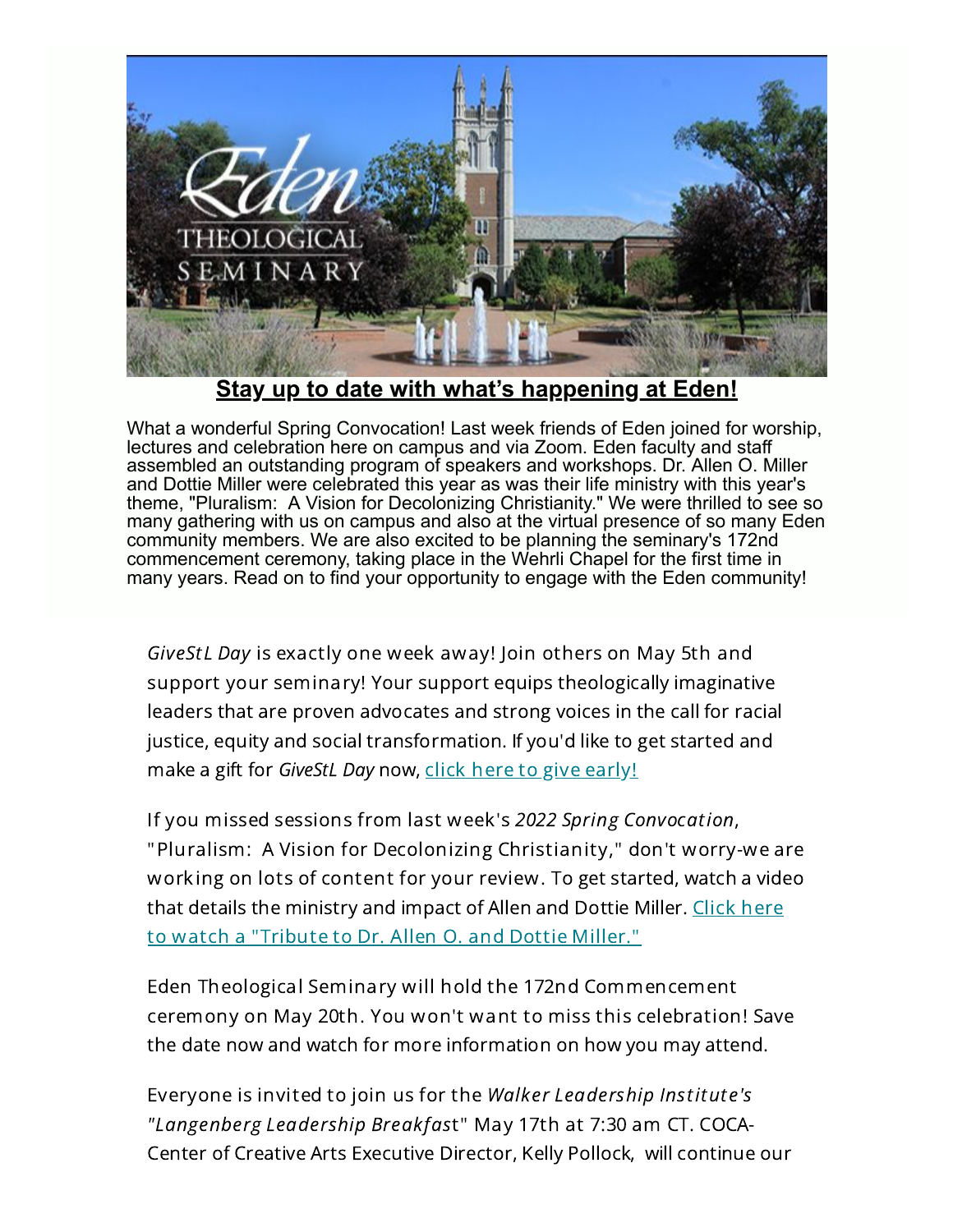## Stay up to date with what's happening at Eden!

What a wonderful Spring Convocation! Last week friends of Eden joined for worship, lectures and celebration here on campus and via Zoom. Eden faculty and staff assembled an outstanding program of speakers and workshops. Dr. Allen O. Miller and Dottie Miller were celebrated this year as was their life ministry with this year's theme, "Pluralism: A Vision for Decolonizing Christianity." We were thrilled to see so many gathering with us on campus and also at the virtual presence of so many Eden community members. We are also excited to be planning the seminary's 172nd commencement ceremony, taking place in the Wehrli Chapel for the first time in many years. Read on to find your opportunity to engage with the Eden community!

*GiveStL Day* is exactly one week away! Join others on May 5th and support your seminary! Your support equips theologically imaginative leaders that are proven advocates and strong voices in the call for racial justice, equity and social transformation. If you'd like to get started and make a gift for *GiveStL Day* now, click here to give early!

If you missed sessions from last week's *2022 Spring Convocation*, "Pluralism: A Vision for Decolonizing Christianity," don't worry-we are working on lots of content for your review. To get started, watch a video that details the ministry and impact of Allen and Dottie Miller. Click here to watch a "Tribute to Dr. Allen O. and Dottie Miller."

Eden Theological Seminary will hold the 172nd Commencement ceremony on May 20th. You won't want to miss this celebration! Save the date now and watch for more information on how you may attend.

Everyone is invited to join us for the *Walker Leadership Institute's "Langenberg Leadership Breakfast"* May 17th at 7:30 am CT. COCA-Center of Creative Arts Executive Director, Kelly Pollock, will continue our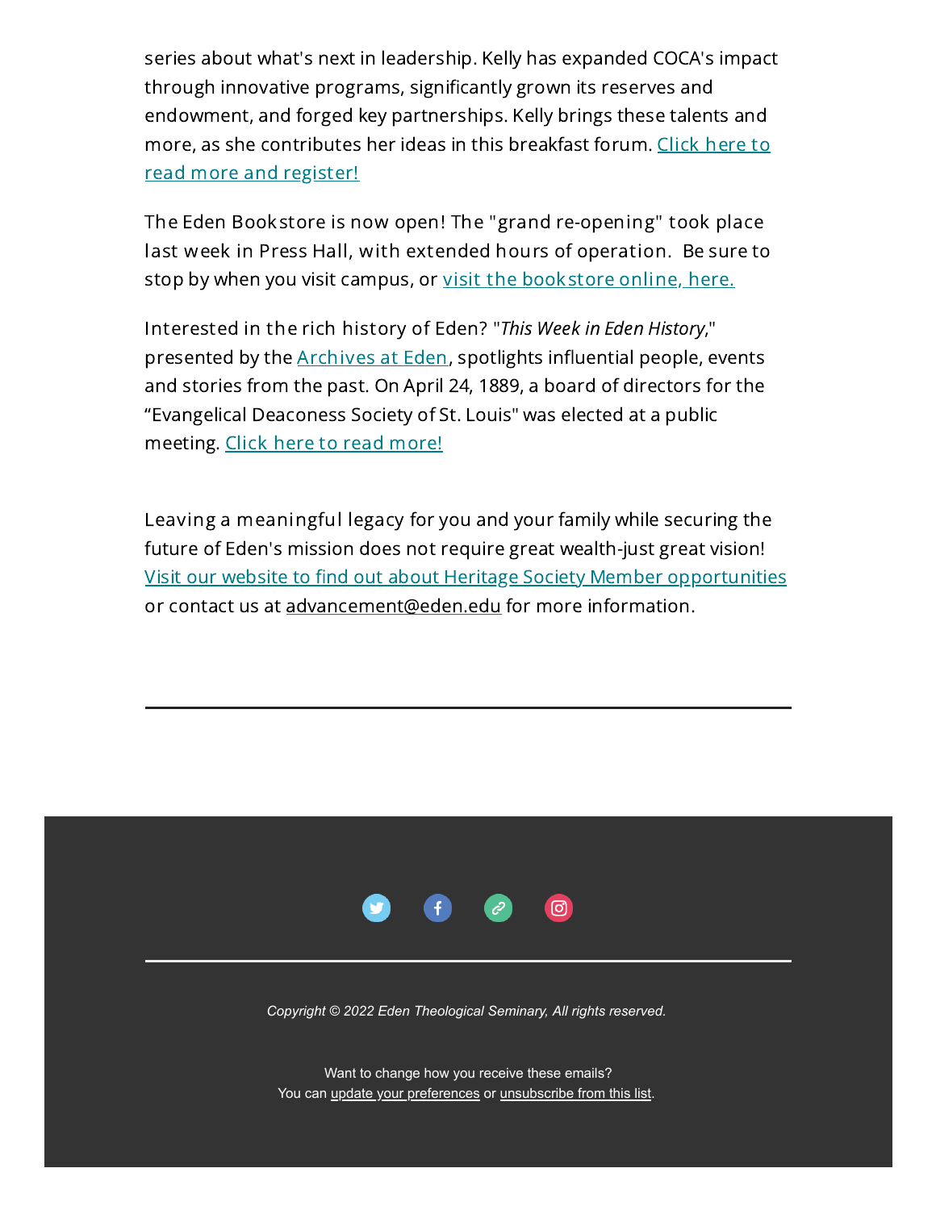series about what's next in leadership. Kelly has expanded COCA's impact through innovative programs, significantly grown its reserves and endowment, and forged key partnerships. Kelly brings these talents and more, as she contributes her ideas in this breakfast forum. Click here to read more and register!

The Eden Bookstore is now open! The "grand re-opening" took place last week in Press Hall, with extended hours of operation.  Be sure to stop by when you visit campus, or visit the bookstore online, here.

Interested in the rich history of Eden? "*This Week in Eden History*," presented by the Archives at Eden, spotlights influential people, events and stories from the past. On April 24, 1889, a board of directors for the "Evangelical Deaconess Society of St. Louis" was elected at a public meeting. Click here to read more!

Leaving a meaningful legacy for you and your family while securing the future of Eden's mission does not require great wealth-just great vision! Visit our website to find out about Heritage Society Member opportunities or contact us at advancement@eden.edu for more information.

---

*Copyright © 2022 Eden Theological Seminary, All rights reserved.*

Want to change how you receive these emails?
You can update your preferences or unsubscribe from this list.